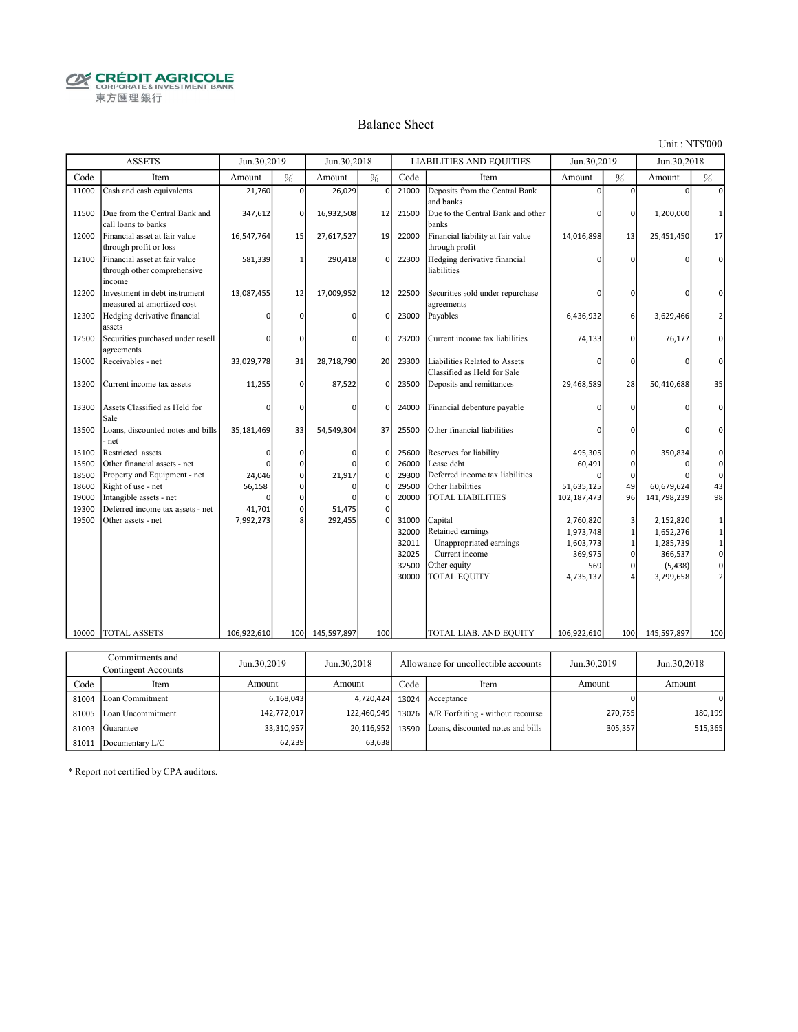CRÉDIT AGRICOLE
CORPORATE & INVESTMENT BANK
東方匯理銀行

# Balance Sheet

Unit : NT$'000

| ASSETS | | Jun.30,2019 | | Jun.30,2018 | | LIABILITIES AND EQUITIES | | Jun.30,2019 | | Jun.30,2018 | |
|---|---|---|---|---|---|---|---|---|---|---|---|
| Code | Item | Amount | % | Amount | % | Code | Item | Amount | % | Amount | % |
| 11000 | Cash and cash equivalents | 21,760 | 0 | 26,029 | 0 | 21000 | Deposits from the Central Bank and banks | 0 | 0 | 0 | 0 |
| 11500 | Due from the Central Bank and call loans to banks | 347,612 | 0 | 16,932,508 | 12 | 21500 | Due to the Central Bank and other banks | 0 | 0 | 1,200,000 | 1 |
| 12000 | Financial asset at fair value through profit or loss | 16,547,764 | 15 | 27,617,527 | 19 | 22000 | Financial liability at fair value through profit | 14,016,898 | 13 | 25,451,450 | 17 |
| 12100 | Financial asset at fair value through other comprehensive income | 581,339 | 1 | 290,418 | 0 | 22300 | Hedging derivative financial liabilities | 0 | 0 | 0 | 0 |
| 12200 | Investment in debt instrument measured at amortized cost | 13,087,455 | 12 | 17,009,952 | 12 | 22500 | Securities sold under repurchase agreements | 0 | 0 | 0 | 0 |
| 12300 | Hedging derivative financial assets | 0 | 0 | 0 | 0 | 23000 | Payables | 6,436,932 | 6 | 3,629,466 | 2 |
| 12500 | Securities purchased under resell agreements | 0 | 0 | 0 | 0 | 23200 | Current income tax liabilities | 74,133 | 0 | 76,177 | 0 |
| 13000 | Receivables - net | 33,029,778 | 31 | 28,718,790 | 20 | 23300 | Liabilities Related to Assets Classified as Held for Sale | 0 | 0 | 0 | 0 |
| 13200 | Current income tax assets | 11,255 | 0 | 87,522 | 0 | 23500 | Deposits and remittances | 29,468,589 | 28 | 50,410,688 | 35 |
| 13300 | Assets Classified as Held for Sale | 0 | 0 | 0 | 0 | 24000 | Financial debenture payable | 0 | 0 | 0 | 0 |
| 13500 | Loans, discounted notes and bills - net | 35,181,469 | 33 | 54,549,304 | 37 | 25500 | Other financial liabilities | 0 | 0 | 0 | 0 |
| 15100 | Restricted assets | 0 | 0 | 0 | 0 | 25600 | Reserves for liability | 495,305 | 0 | 350,834 | 0 |
| 15500 | Other financial assets - net | 0 | 0 | 0 | 0 | 26000 | Lease debt | 60,491 | 0 | 0 | 0 |
| 18500 | Property and Equipment - net | 24,046 | 0 | 21,917 | 0 | 29300 | Deferred income tax liabilities | 0 | 0 | 0 | 0 |
| 18600 | Right of use - net | 56,158 | 0 | 0 | 0 | 29500 | Other liabilities | 51,635,125 | 49 | 60,679,624 | 43 |
| 19000 | Intangible assets - net | 0 | 0 | 0 | 0 | 20000 | TOTAL LIABILITIES | 102,187,473 | 96 | 141,798,239 | 98 |
| 19300 | Deferred income tax assets - net | 41,701 | 0 | 51,475 | 0 | | | | | | |
| 19500 | Other assets - net | 7,992,273 | 8 | 292,455 | 0 | 31000 | Capital | 2,760,820 | 3 | 2,152,820 | 1 |
| | | | | | | 32000 | Retained earnings | 1,973,748 | 1 | 1,652,276 | 1 |
| | | | | | | 32011 | Unappropriated earnings | 1,603,773 | 1 | 1,285,739 | 1 |
| | | | | | | 32025 | Current income | 369,975 | 0 | 366,537 | 0 |
| | | | | | | 32500 | Other equity | 569 | 0 | (5,438) | 0 |
| | | | | | | 30000 | TOTAL EQUITY | 4,735,137 | 4 | 3,799,658 | 2 |
| 10000 | TOTAL ASSETS | 106,922,610 | 100 | 145,597,897 | 100 | | TOTAL LIAB. AND EQUITY | 106,922,610 | 100 | 145,597,897 | 100 |

| Commitments and Contingent Accounts | | Jun.30,2019 | Jun.30,2018 | Allowance for uncollectible accounts | | Jun.30,2019 | Jun.30,2018 |
|---|---|---|---|---|---|---|---|
| Code | Item | Amount | Amount | Code | Item | Amount | Amount |
| 81004 | Loan Commitment | 6,168,043 | 4,720,424 | 13024 | Acceptance | 0 | 0 |
| 81005 | Loan Uncommitment | 142,772,017 | 122,460,949 | 13026 | A/R Forfaiting - without recourse | 270,755 | 180,199 |
| 81003 | Guarantee | 33,310,957 | 20,116,952 | 13590 | Loans, discounted notes and bills | 305,357 | 515,365 |
| 81011 | Documentary L/C | 62,239 | 63,638 | | | | |

* Report not certified by CPA auditors.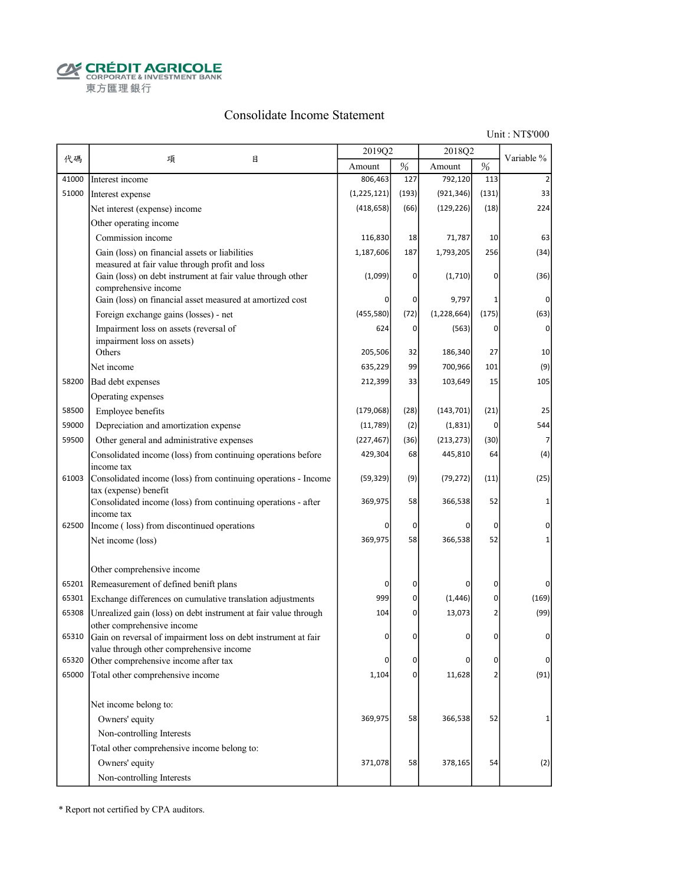CRÉDIT AGRICOLE
CORPORATE & INVESTMENT BANK
東方匯理銀行

# Consolidate Income Statement

Unit : NT$'000

| 代碼 | 項目 | 2019Q2 | | 2018Q2 | | Variable % |
|---|---|---|---|---|---|---|
| | | Amount | % | Amount | % | |
| 41000 | Interest income | 806,463 | 127 | 792,120 | 113 | 2 |
| 51000 | Interest expense | (1,225,121) | (193) | (921,346) | (131) | 33 |
| | Net interest (expense) income | (418,658) | (66) | (129,226) | (18) | 224 |
| | Other operating income | | | | | |
| | Commission income | 116,830 | 18 | 71,787 | 10 | 63 |
| | Gain (loss) on financial assets or liabilities measured at fair value through profit and loss | 1,187,606 | 187 | 1,793,205 | 256 | (34) |
| | Gain (loss) on debt instrument at fair value through other comprehensive income | (1,099) | 0 | (1,710) | 0 | (36) |
| | Gain (loss) on financial asset measured at amortized cost | 0 | 0 | 9,797 | 1 | 0 |
| | Foreign exchange gains (losses) - net | (455,580) | (72) | (1,228,664) | (175) | (63) |
| | Impairment loss on assets (reversal of impairment loss on assets) | 624 | 0 | (563) | 0 | 0 |
| | Others | 205,506 | 32 | 186,340 | 27 | 10 |
| | Net income | 635,229 | 99 | 700,966 | 101 | (9) |
| 58200 | Bad debt expenses | 212,399 | 33 | 103,649 | 15 | 105 |
| | Operating expenses | | | | | |
| 58500 | Employee benefits | (179,068) | (28) | (143,701) | (21) | 25 |
| 59000 | Depreciation and amortization expense | (11,789) | (2) | (1,831) | 0 | 544 |
| 59500 | Other general and administrative expenses | (227,467) | (36) | (213,273) | (30) | 7 |
| | Consolidated income (loss) from continuing operations before income tax | 429,304 | 68 | 445,810 | 64 | (4) |
| 61003 | Consolidated income (loss) from continuing operations - Income tax (expense) benefit | (59,329) | (9) | (79,272) | (11) | (25) |
| | Consolidated income (loss) from continuing operations - after income tax | 369,975 | 58 | 366,538 | 52 | 1 |
| 62500 | Income ( loss) from discontinued operations | 0 | 0 | 0 | 0 | 0 |
| | Net income (loss) | 369,975 | 58 | 366,538 | 52 | 1 |
| | Other comprehensive income | | | | | |
| 65201 | Remeasurement of defined benift plans | 0 | 0 | 0 | 0 | 0 |
| 65301 | Exchange differences on cumulative translation adjustments | 999 | 0 | (1,446) | 0 | (169) |
| 65308 | Unrealized gain (loss) on debt instrument at fair value through other comprehensive income | 104 | 0 | 13,073 | 2 | (99) |
| 65310 | Gain on reversal of impairment loss on debt instrument at fair value through other comprehensive income | 0 | 0 | 0 | 0 | 0 |
| 65320 | Other comprehensive income after tax | 0 | 0 | 0 | 0 | 0 |
| 65000 | Total other comprehensive income | 1,104 | 0 | 11,628 | 2 | (91) |
| | Net income belong to: | | | | | |
| | Owners' equity | 369,975 | 58 | 366,538 | 52 | 1 |
| | Non-controlling Interests | | | | | |
| | Total other comprehensive income belong to: | | | | | |
| | Owners' equity | 371,078 | 58 | 378,165 | 54 | (2) |
| | Non-controlling Interests | | | | | |

* Report not certified by CPA auditors.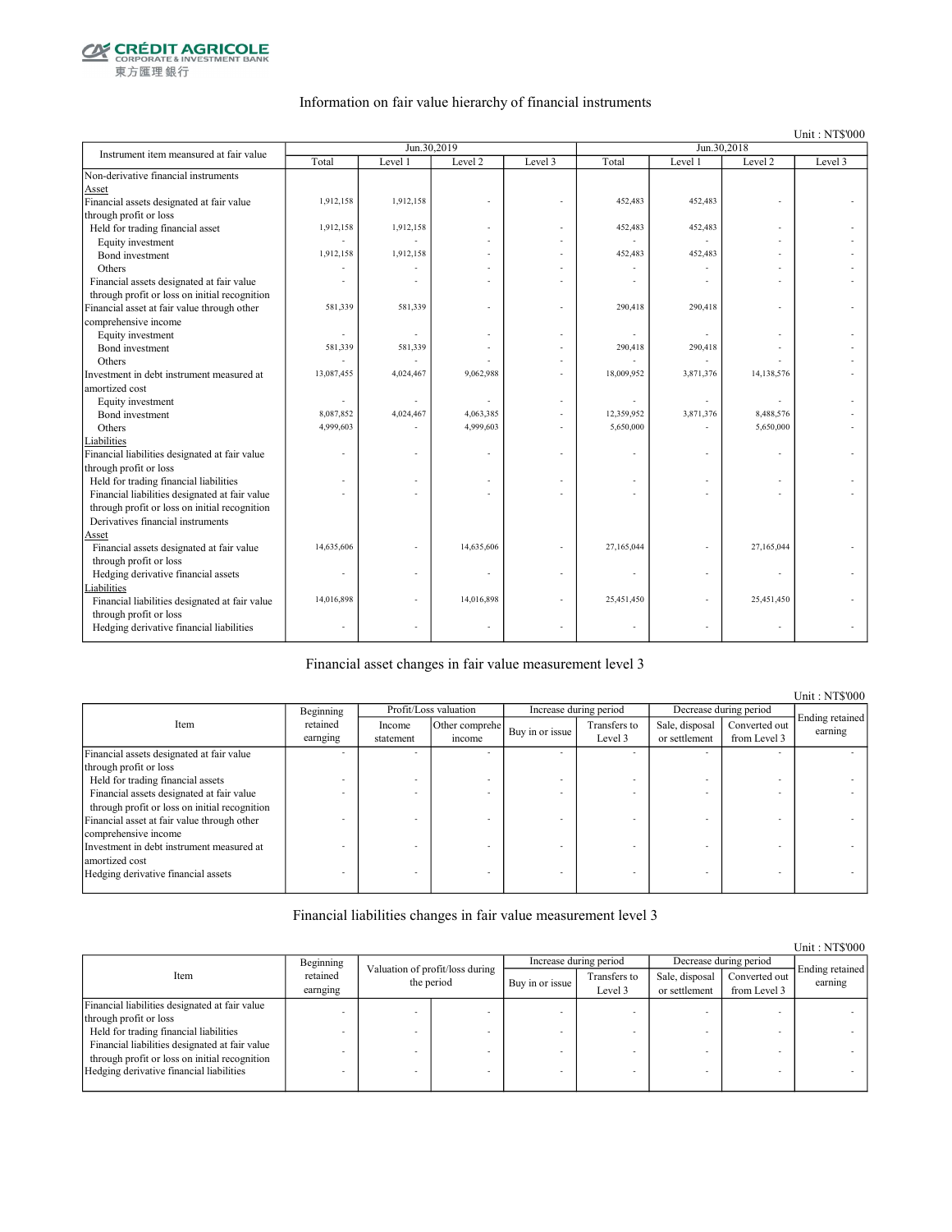CRÉDIT AGRICOLE CORPORATE & INVESTMENT BANK
東方匯理銀行

## Information on fair value hierarchy of financial instruments

Unit : NT$'000

| Instrument item meansured at fair value | Jun.30,2019 | | | | Jun.30,2018 | | | |
|---|---|---|---|---|---|---|---|---|
| | Total | Level 1 | Level 2 | Level 3 | Total | Level 1 | Level 2 | Level 3 |
| Non-derivative financial instruments | | | | | | | | |
| Asset | | | | | | | | |
| Financial assets designated at fair value through profit or loss | 1,912,158 | 1,912,158 | - | - | 452,483 | 452,483 | - | - |
| Held for trading financial asset | 1,912,158 | 1,912,158 | - | - | 452,483 | 452,483 | - | - |
| Equity investment | - | - | - | - | - | - | - | - |
| Bond investment | 1,912,158 | 1,912,158 | - | - | 452,483 | 452,483 | - | - |
| Others | - | - | - | - | - | - | - | - |
| Financial assets designated at fair value through profit or loss on initial recognition | - | - | - | - | - | - | - | - |
| Financial asset at fair value through other comprehensive income | 581,339 | 581,339 | - | - | 290,418 | 290,418 | - | - |
| Equity investment | - | - | - | - | - | - | - | - |
| Bond investment | 581,339 | 581,339 | - | - | 290,418 | 290,418 | - | - |
| Others | - | - | - | - | - | - | - | - |
| Investment in debt instrument measured at amortized cost | 13,087,455 | 4,024,467 | 9,062,988 | - | 18,009,952 | 3,871,376 | 14,138,576 | - |
| Equity investment | - | - | - | - | - | - | - | - |
| Bond investment | 8,087,852 | 4,024,467 | 4,063,385 | - | 12,359,952 | 3,871,376 | 8,488,576 | - |
| Others | 4,999,603 | - | 4,999,603 | - | 5,650,000 | - | 5,650,000 | - |
| Liabilities | | | | | | | | |
| Financial liabilities designated at fair value through profit or loss | - | - | - | - | - | - | - | - |
| Held for trading financial liabilities | - | - | - | - | - | - | - | - |
| Financial liabilities designated at fair value through profit or loss on initial recognition | - | - | - | - | - | - | - | - |
| Derivatives financial instruments | | | | | | | | |
| Asset | | | | | | | | |
| Financial assets designated at fair value through profit or loss | 14,635,606 | - | 14,635,606 | - | 27,165,044 | - | 27,165,044 | - |
| Hedging derivative financial assets | - | - | - | - | - | - | - | - |
| Liabilities | | | | | | | | |
| Financial liabilities designated at fair value through profit or loss | 14,016,898 | - | 14,016,898 | - | 25,451,450 | - | 25,451,450 | - |
| Hedging derivative financial liabilities | - | - | - | - | - | - | - | - |

## Financial asset changes in fair value measurement level 3

Unit : NT$'000

| Item | Beginning retained earnging | Profit/Loss valuation | | Increase during period | | Decrease during period | | Ending retained earning |
|---|---|---|---|---|---|---|---|---|
| | | Income statement | Other comprehensive income | Buy in or issue | Transfers to Level 3 | Sale, disposal or settlement | Converted out from Level 3 | |
| Financial assets designated at fair value through profit or loss | - | - | - | - | - | - | - | - |
| Held for trading financial assets | - | - | - | - | - | - | - | - |
| Financial assets designated at fair value through profit or loss on initial recognition | - | - | - | - | - | - | - | - |
| Financial asset at fair value through other comprehensive income | - | - | - | - | - | - | - | - |
| Investment in debt instrument measured at amortized cost | - | - | - | - | - | - | - | - |
| Hedging derivative financial assets | - | - | - | - | - | - | - | - |

## Financial liabilities changes in fair value measurement level 3

Unit : NT$'000

| Item | Beginning retained earnging | Valuation of profit/loss during the period | | Increase during period | | Decrease during period | | Ending retained earning |
|---|---|---|---|---|---|---|---|---|
| | | | | Buy in or issue | Transfers to Level 3 | Sale, disposal or settlement | Converted out from Level 3 | |
| Financial liabilities designated at fair value through profit or loss | - | - | - | - | - | - | - | - |
| Held for trading financial liabilities | - | - | - | - | - | - | - | - |
| Financial liabilities designated at fair value through profit or loss on initial recognition | - | - | - | - | - | - | - | - |
| Hedging derivative financial liabilities | - | - | - | - | - | - | - | - |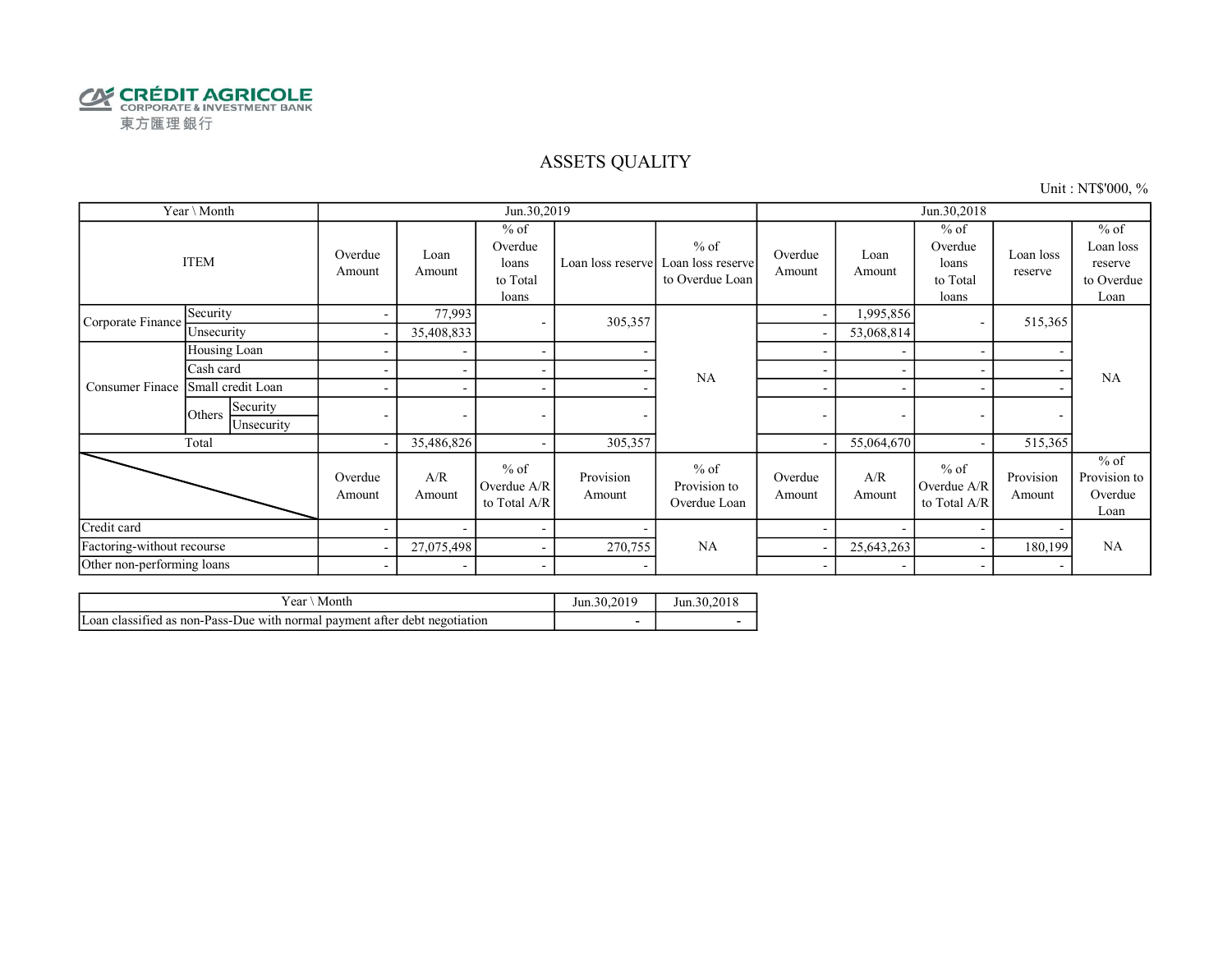CRÉDIT AGRICOLE
CORPORATE & INVESTMENT BANK
東方匯理銀行

# ASSETS QUALITY

Unit : NT$'000, %

| Year \ Month | | | Jun.30,2019 | | | | | Jun.30,2018 | | | | |
|---|---|---|---|---|---|---|---|---|---|---|---|---|
| ITEM | | | Overdue Amount | Loan Amount | % of Overdue loans to Total loans | Loan loss reserve | % of Loan loss reserve to Overdue Loan | Overdue Amount | Loan Amount | % of Overdue loans to Total loans | Loan loss reserve | % of Loan loss reserve to Overdue Loan |
| Corporate Finance | Security | | - | 77,993 | - | 305,357 | NA | - | 1,995,856 | - | 515,365 | NA |
| | Unsecurity | | - | 35,408,833 | | | | - | 53,068,814 | | | |
| Consumer Finace | Housing Loan | | - | - | - | - | | - | - | - | - | |
| | Cash card | | - | - | - | - | | - | - | - | - | |
| | Small credit Loan | | - | - | - | - | | - | - | - | - | |
| | Others | Security | - | - | - | - | | - | - | - | - | |
| | | Unsecurity | | | | | | | | | | |
| Total | | | - | 35,486,826 | - | 305,357 | | - | 55,064,670 | - | 515,365 | |
| | | | Overdue Amount | A/R Amount | % of Overdue A/R to Total A/R | Provision Amount | % of Provision to Overdue Loan | Overdue Amount | A/R Amount | % of Overdue A/R to Total A/R | Provision Amount | % of Provision to Overdue Loan |
| Credit card | | | - | - | - | - | NA | - | - | - | - | NA |
| Factoring-without recourse | | | - | 27,075,498 | - | 270,755 | | - | 25,643,263 | - | 180,199 | |
| Other non-performing loans | | | - | - | - | - | | - | - | - | - | |

| Year \ Month | Jun.30,2019 | Jun.30,2018 |
|---|---|---|
| Loan classified as non-Pass-Due with normal payment after debt negotiation | - | - |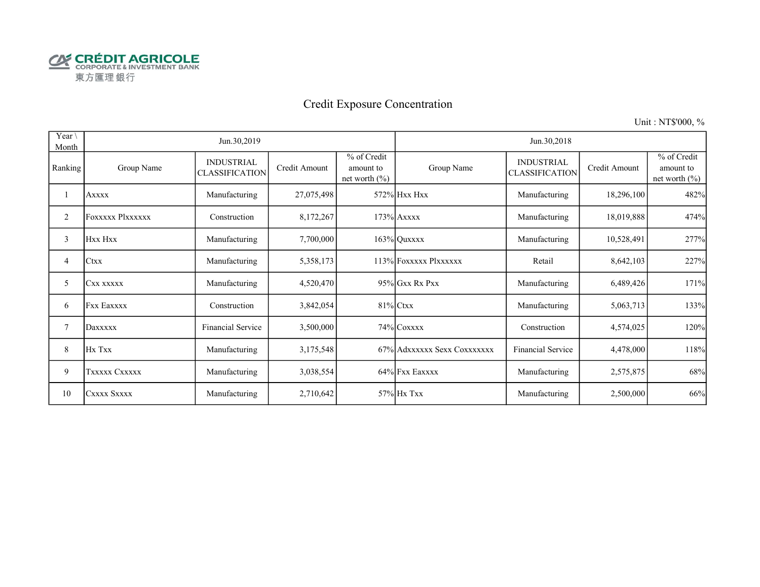CRÉDIT AGRICOLE
CORPORATE & INVESTMENT BANK
東方匯理銀行

# Credit Exposure Concentration

Unit : NT$'000, %

| Year \ Month | Jun.30,2019 | | | | Jun.30,2018 | | | |
|---|---|---|---|---|---|---|---|---|
| Ranking | Group Name | INDUSTRIAL CLASSIFICATION | Credit Amount | % of Credit amount to net worth (%) | Group Name | INDUSTRIAL CLASSIFICATION | Credit Amount | % of Credit amount to net worth (%) |
| 1 | Axxxx | Manufacturing | 27,075,498 | 572% | Hxx Hxx | Manufacturing | 18,296,100 | 482% |
| 2 | Foxxxxx Plxxxxxx | Construction | 8,172,267 | 173% | Axxxx | Manufacturing | 18,019,888 | 474% |
| 3 | Hxx Hxx | Manufacturing | 7,700,000 | 163% | Quxxxx | Manufacturing | 10,528,491 | 277% |
| 4 | Ctxx | Manufacturing | 5,358,173 | 113% | Foxxxxx Plxxxxxx | Retail | 8,642,103 | 227% |
| 5 | Cxx xxxxx | Manufacturing | 4,520,470 | 95% | Gxx Rx Pxx | Manufacturing | 6,489,426 | 171% |
| 6 | Fxx Eaxxxx | Construction | 3,842,054 | 81% | Ctxx | Manufacturing | 5,063,713 | 133% |
| 7 | Daxxxxx | Financial Service | 3,500,000 | 74% | Coxxxx | Construction | 4,574,025 | 120% |
| 8 | Hx Txx | Manufacturing | 3,175,548 | 67% | Adxxxxxx Sexx Coxxxxxxx | Financial Service | 4,478,000 | 118% |
| 9 | Txxxxx Cxxxxx | Manufacturing | 3,038,554 | 64% | Fxx Eaxxxx | Manufacturing | 2,575,875 | 68% |
| 10 | Cxxxx Sxxxx | Manufacturing | 2,710,642 | 57% | Hx Txx | Manufacturing | 2,500,000 | 66% |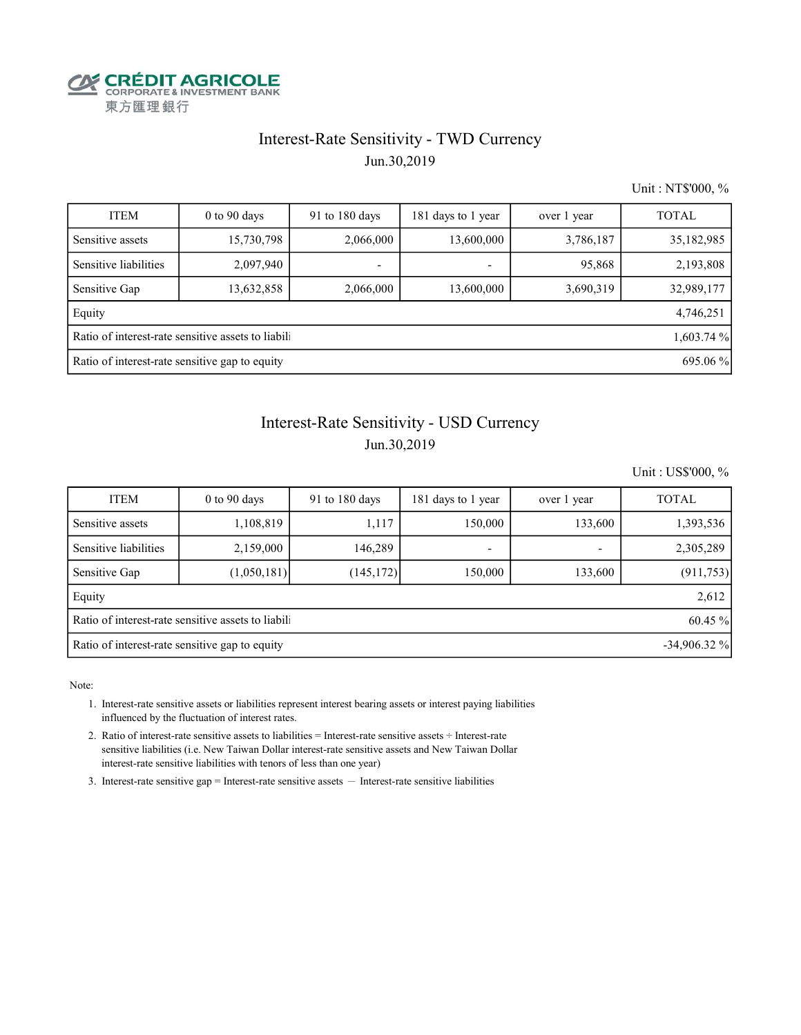CRÉDIT AGRICOLE
CORPORATE & INVESTMENT BANK
東方匯理銀行

## Interest-Rate Sensitivity - TWD Currency

Jun.30,2019

Unit : NT$'000, %

| ITEM | 0 to 90 days | 91 to 180 days | 181 days to 1 year | over 1 year | TOTAL |
|---|---|---|---|---|---|
| Sensitive assets | 15,730,798 | 2,066,000 | 13,600,000 | 3,786,187 | 35,182,985 |
| Sensitive liabilities | 2,097,940 | - | - | 95,868 | 2,193,808 |
| Sensitive Gap | 13,632,858 | 2,066,000 | 13,600,000 | 3,690,319 | 32,989,177 |
| Equity | | | | | 4,746,251 |
| Ratio of interest-rate sensitive assets to liabili | | | | | 1,603.74 % |
| Ratio of interest-rate sensitive gap to equity | | | | | 695.06 % |

## Interest-Rate Sensitivity - USD Currency

Jun.30,2019

Unit : US$'000, %

| ITEM | 0 to 90 days | 91 to 180 days | 181 days to 1 year | over 1 year | TOTAL |
|---|---|---|---|---|---|
| Sensitive assets | 1,108,819 | 1,117 | 150,000 | 133,600 | 1,393,536 |
| Sensitive liabilities | 2,159,000 | 146,289 | - | - | 2,305,289 |
| Sensitive Gap | (1,050,181) | (145,172) | 150,000 | 133,600 | (911,753) |
| Equity | | | | | 2,612 |
| Ratio of interest-rate sensitive assets to liabili | | | | | 60.45 % |
| Ratio of interest-rate sensitive gap to equity | | | | | -34,906.32 % |

Note:

1. Interest-rate sensitive assets or liabilities represent interest bearing assets or interest paying liabilities influenced by the fluctuation of interest rates.
2. Ratio of interest-rate sensitive assets to liabilities = Interest-rate sensitive assets ÷ Interest-rate sensitive liabilities (i.e. New Taiwan Dollar interest-rate sensitive assets and New Taiwan Dollar interest-rate sensitive liabilities with tenors of less than one year)
3. Interest-rate sensitive gap = Interest-rate sensitive assets — Interest-rate sensitive liabilities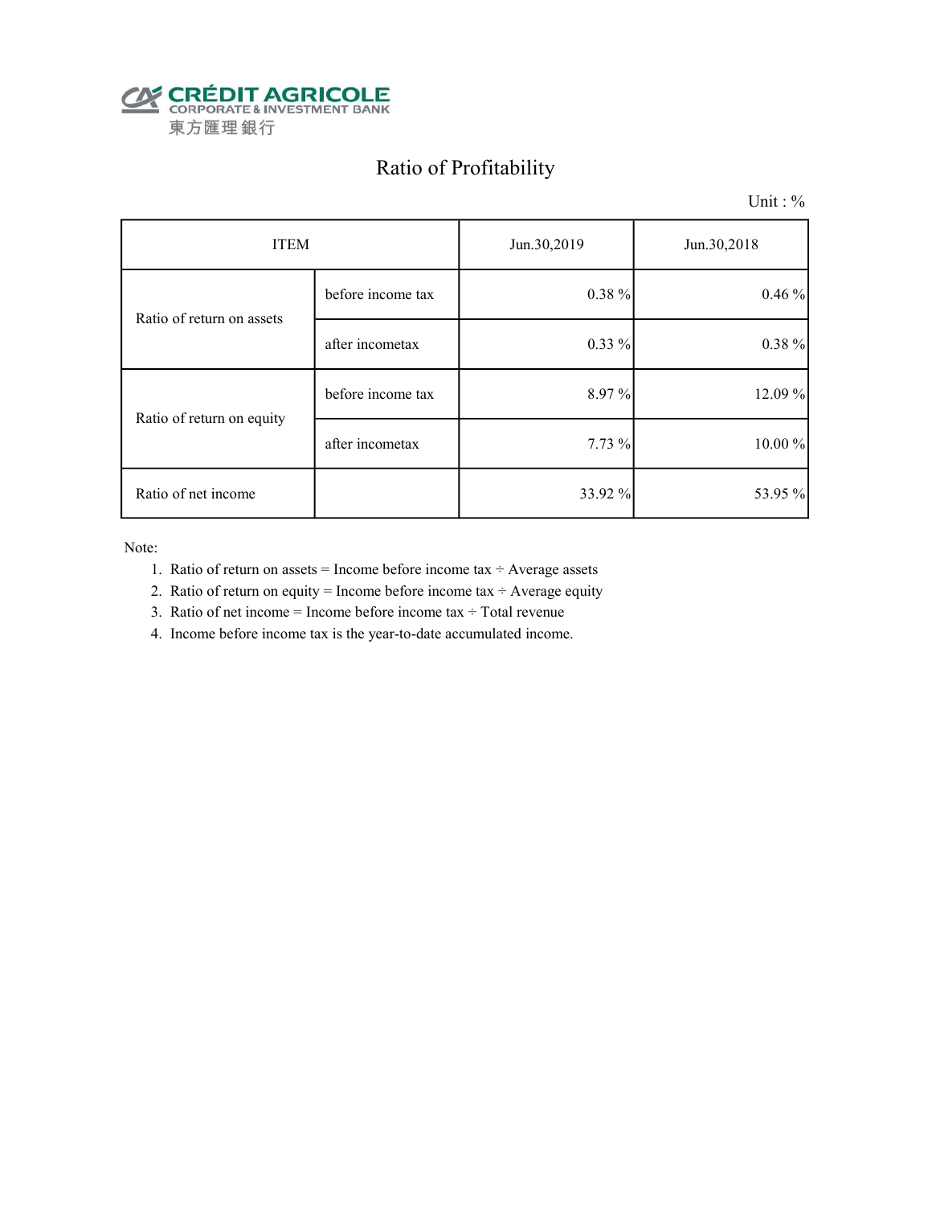CRÉDIT AGRICOLE
CORPORATE & INVESTMENT BANK
東方匯理銀行

# Ratio of Profitability

Unit : %

| ITEM | | Jun.30,2019 | Jun.30,2018 |
|---|---|---|---|
| Ratio of return on assets | before income tax | 0.38 % | 0.46 % |
| | after incometax | 0.33 % | 0.38 % |
| Ratio of return on equity | before income tax | 8.97 % | 12.09 % |
| | after incometax | 7.73 % | 10.00 % |
| Ratio of net income | | 33.92 % | 53.95 % |

Note:

1. Ratio of return on assets = Income before income tax ÷ Average assets
2. Ratio of return on equity = Income before income tax ÷ Average equity
3. Ratio of net income = Income before income tax ÷ Total revenue
4. Income before income tax is the year-to-date accumulated income.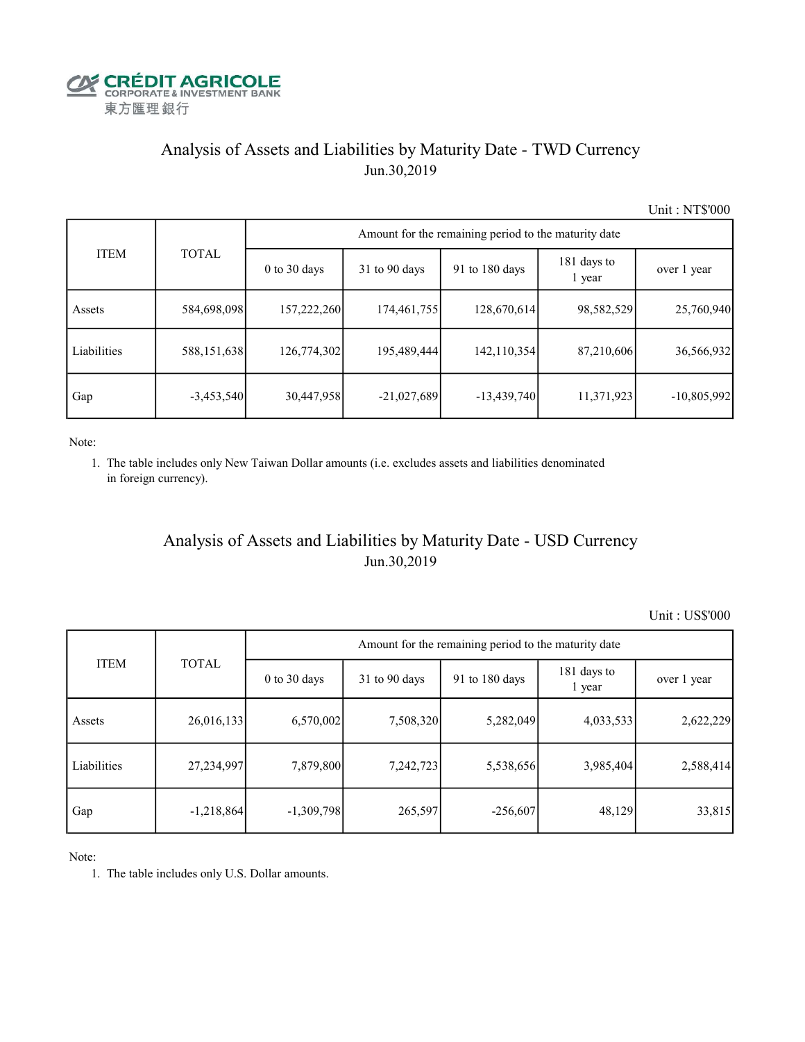CRÉDIT AGRICOLE
CORPORATE & INVESTMENT BANK
東方匯理銀行

## Analysis of Assets and Liabilities by Maturity Date - TWD Currency

Jun.30,2019

Unit : NT$'000

| ITEM | TOTAL | Amount for the remaining period to the maturity date | | | | |
|---|---|---|---|---|---|---|
| | | 0 to 30 days | 31 to 90 days | 91 to 180 days | 181 days to 1 year | over 1 year |
| Assets | 584,698,098 | 157,222,260 | 174,461,755 | 128,670,614 | 98,582,529 | 25,760,940 |
| Liabilities | 588,151,638 | 126,774,302 | 195,489,444 | 142,110,354 | 87,210,606 | 36,566,932 |
| Gap | -3,453,540 | 30,447,958 | -21,027,689 | -13,439,740 | 11,371,923 | -10,805,992 |

Note:

1. The table includes only New Taiwan Dollar amounts (i.e. excludes assets and liabilities denominated in foreign currency).

## Analysis of Assets and Liabilities by Maturity Date - USD Currency

Jun.30,2019

Unit : US$'000

| ITEM | TOTAL | Amount for the remaining period to the maturity date | | | | |
|---|---|---|---|---|---|---|
| | | 0 to 30 days | 31 to 90 days | 91 to 180 days | 181 days to 1 year | over 1 year |
| Assets | 26,016,133 | 6,570,002 | 7,508,320 | 5,282,049 | 4,033,533 | 2,622,229 |
| Liabilities | 27,234,997 | 7,879,800 | 7,242,723 | 5,538,656 | 3,985,404 | 2,588,414 |
| Gap | -1,218,864 | -1,309,798 | 265,597 | -256,607 | 48,129 | 33,815 |

Note:

1. The table includes only U.S. Dollar amounts.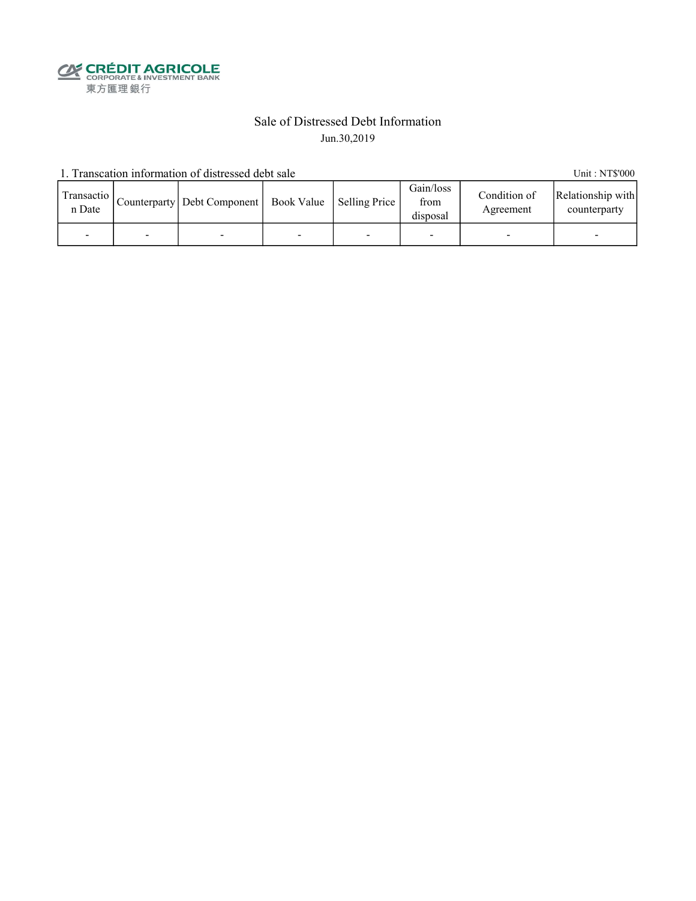CRÉDIT AGRICOLE
CORPORATE & INVESTMENT BANK
東方匯理銀行

# Sale of Distressed Debt Information

Jun.30,2019

1. Transcation information of distressed debt sale

Unit : NT$'000

| Transaction Date | Counterparty | Debt Component | Book Value | Selling Price | Gain/loss from disposal | Condition of Agreement | Relationship with counterparty |
|---|---|---|---|---|---|---|---|
| - | - | - | - | - | - | - | - |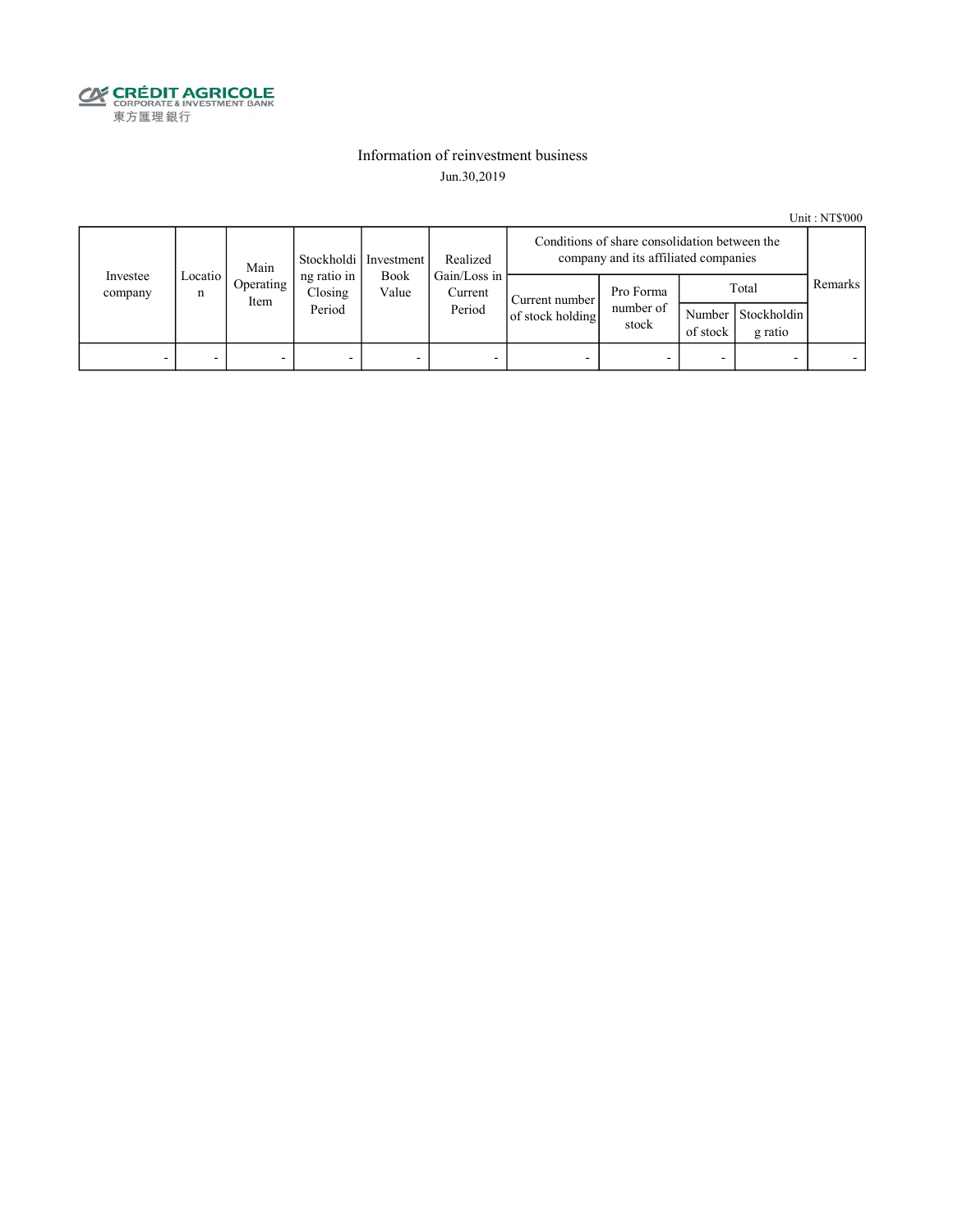CRÉDIT AGRICOLE
CORPORATE & INVESTMENT BANK
東方匯理銀行

## Information of reinvestment business

Jun.30,2019

Unit : NT$'000

| Investee company | Location | Main Operating Item | Stockholding ratio in Closing Period | Investment Book Value | Realized Gain/Loss in Current Period | Conditions of share consolidation between the company and its affiliated companies | | | | Remarks |
|---|---|---|---|---|---|---|---|---|---|---|
| | | | | | | Current number of stock holding | Pro Forma number of stock | Total | | |
| | | | | | | | | Number of stock | Stockholding ratio | |
| - | - | - | - | - | - | - | - | - | - | - |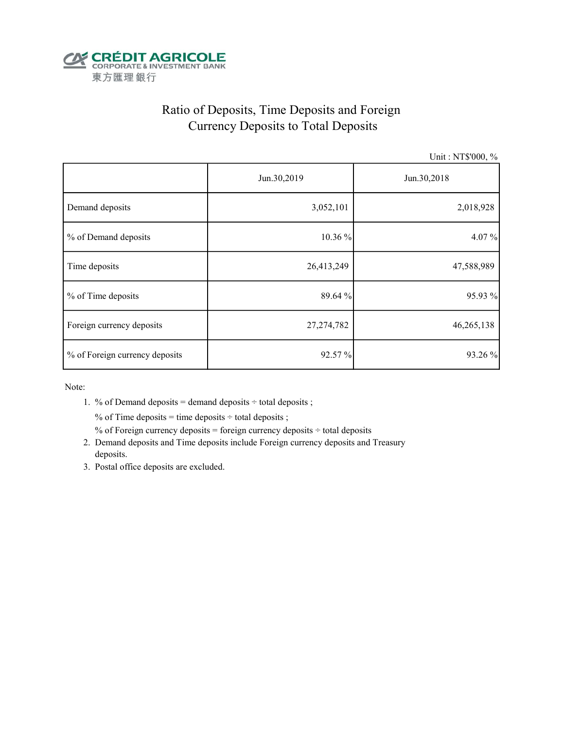CRÉDIT AGRICOLE
CORPORATE & INVESTMENT BANK
東方匯理銀行

# Ratio of Deposits, Time Deposits and Foreign Currency Deposits to Total Deposits

Unit : NT$'000, %

| | Jun.30,2019 | Jun.30,2018 |
|---|---|---|
| Demand deposits | 3,052,101 | 2,018,928 |
| % of Demand deposits | 10.36 % | 4.07 % |
| Time deposits | 26,413,249 | 47,588,989 |
| % of Time deposits | 89.64 % | 95.93 % |
| Foreign currency deposits | 27,274,782 | 46,265,138 |
| % of Foreign currency deposits | 92.57 % | 93.26 % |

Note:

1. % of Demand deposits = demand deposits ÷ total deposits ;

   % of Time deposits = time deposits ÷ total deposits ;

   % of Foreign currency deposits = foreign currency deposits ÷ total deposits
2. Demand deposits and Time deposits include Foreign currency deposits and Treasury deposits.
3. Postal office deposits are excluded.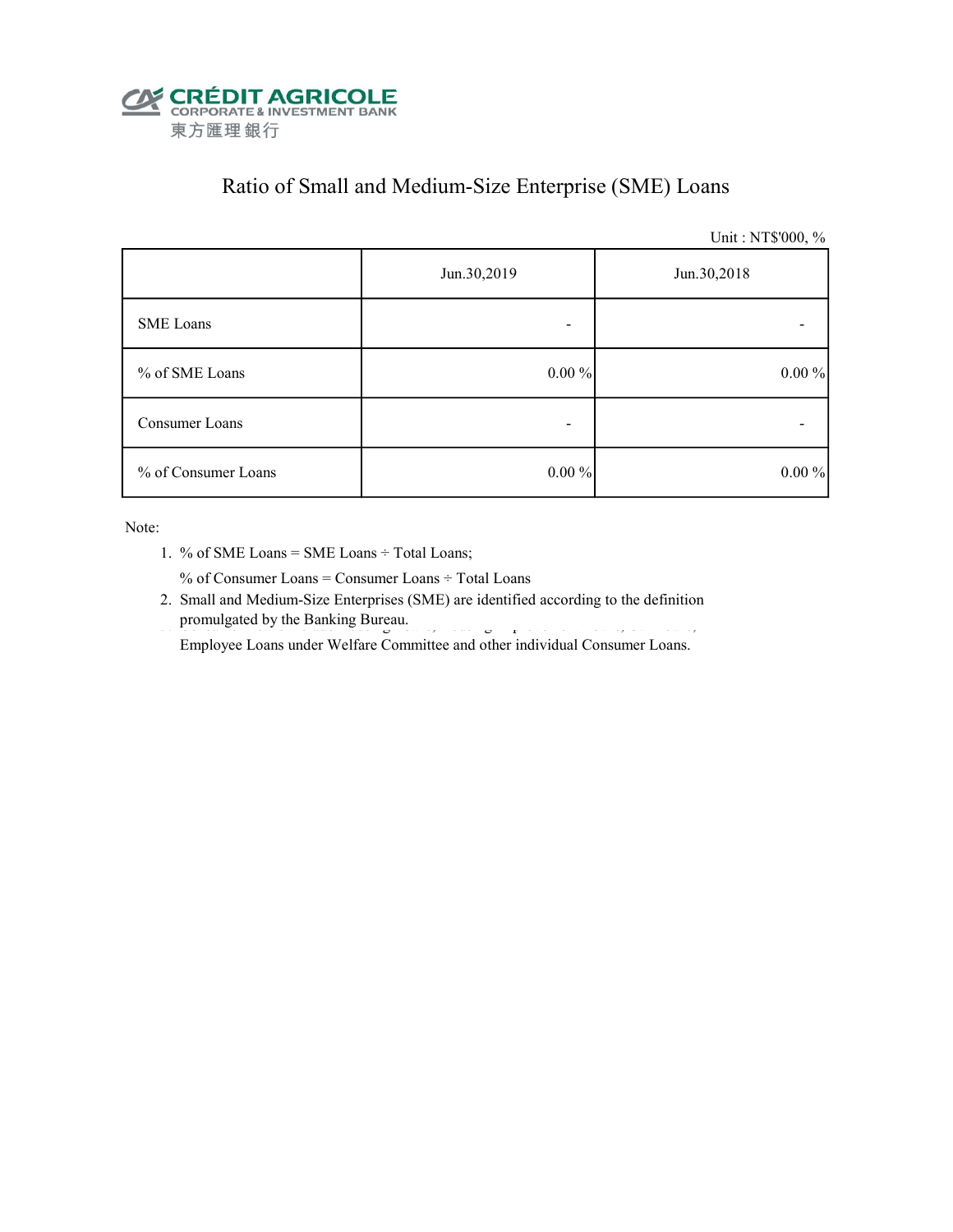CRÉDIT AGRICOLE
CORPORATE & INVESTMENT BANK
東方匯理銀行

# Ratio of Small and Medium-Size Enterprise (SME) Loans

Unit : NT$'000, %

| | Jun.30,2019 | Jun.30,2018 |
|---|---|---|
| SME Loans | - | - |
| % of SME Loans | 0.00 % | 0.00 % |
| Consumer Loans | - | - |
| % of Consumer Loans | 0.00 % | 0.00 % |

Note:

1. % of SME Loans = SME Loans ÷ Total Loans;

   % of Consumer Loans = Consumer Loans ÷ Total Loans
2. Small and Medium-Size Enterprises (SME) are identified according to the definition promulgated by the Banking Bureau.

   Employee Loans under Welfare Committee and other individual Consumer Loans.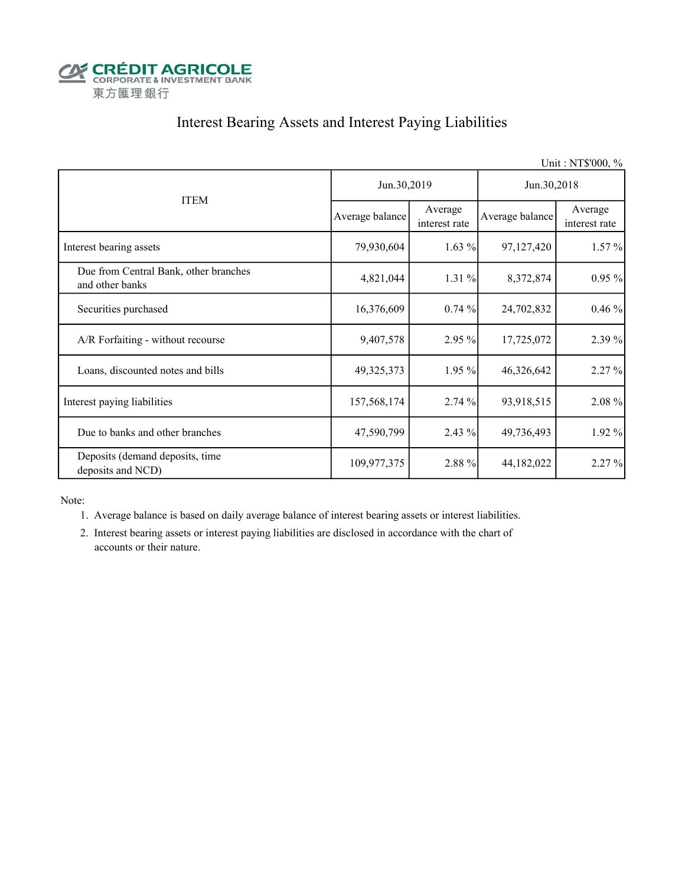CRÉDIT AGRICOLE
CORPORATE & INVESTMENT BANK
東方匯理銀行

# Interest Bearing Assets and Interest Paying Liabilities

Unit : NT$'000, %

| ITEM | Jun.30,2019 | | Jun.30,2018 | |
|---|---|---|---|---|
| | Average balance | Average interest rate | Average balance | Average interest rate |
| Interest bearing assets | 79,930,604 | 1.63 % | 97,127,420 | 1.57 % |
| Due from Central Bank, other branches and other banks | 4,821,044 | 1.31 % | 8,372,874 | 0.95 % |
| Securities purchased | 16,376,609 | 0.74 % | 24,702,832 | 0.46 % |
| A/R Forfaiting - without recourse | 9,407,578 | 2.95 % | 17,725,072 | 2.39 % |
| Loans, discounted notes and bills | 49,325,373 | 1.95 % | 46,326,642 | 2.27 % |
| Interest paying liabilities | 157,568,174 | 2.74 % | 93,918,515 | 2.08 % |
| Due to banks and other branches | 47,590,799 | 2.43 % | 49,736,493 | 1.92 % |
| Deposits (demand deposits, time deposits and NCD) | 109,977,375 | 2.88 % | 44,182,022 | 2.27 % |

Note:

1. Average balance is based on daily average balance of interest bearing assets or interest liabilities.
2. Interest bearing assets or interest paying liabilities are disclosed in accordance with the chart of accounts or their nature.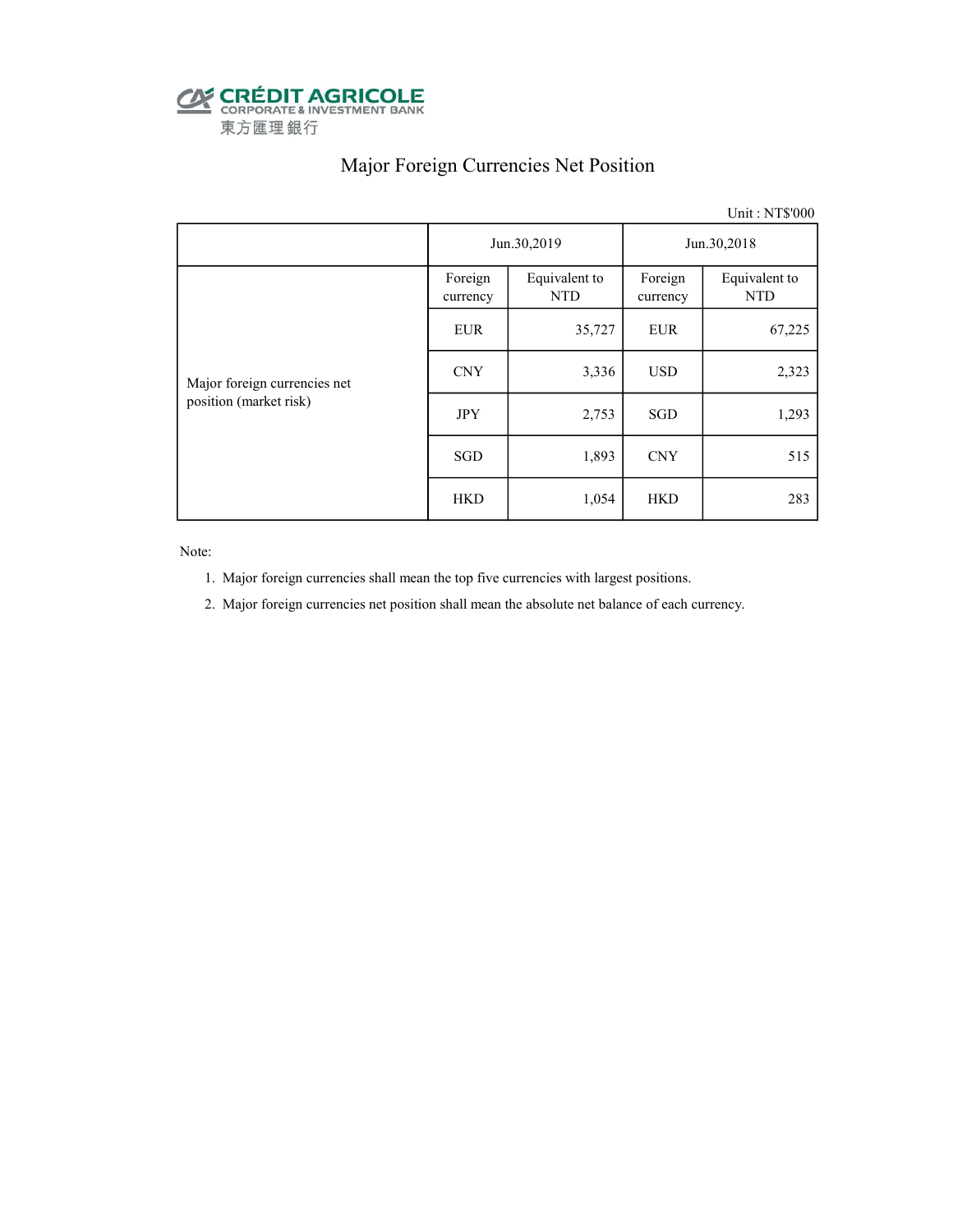CRÉDIT AGRICOLE
CORPORATE & INVESTMENT BANK
東方匯理銀行

# Major Foreign Currencies Net Position

Unit : NT$'000

| | Jun.30,2019 | | Jun.30,2018 | |
|---|---|---|---|---|
| | Foreign currency | Equivalent to NTD | Foreign currency | Equivalent to NTD |
| Major foreign currencies net position (market risk) | EUR | 35,727 | EUR | 67,225 |
| | CNY | 3,336 | USD | 2,323 |
| | JPY | 2,753 | SGD | 1,293 |
| | SGD | 1,893 | CNY | 515 |
| | HKD | 1,054 | HKD | 283 |

Note:

1. Major foreign currencies shall mean the top five currencies with largest positions.
2. Major foreign currencies net position shall mean the absolute net balance of each currency.